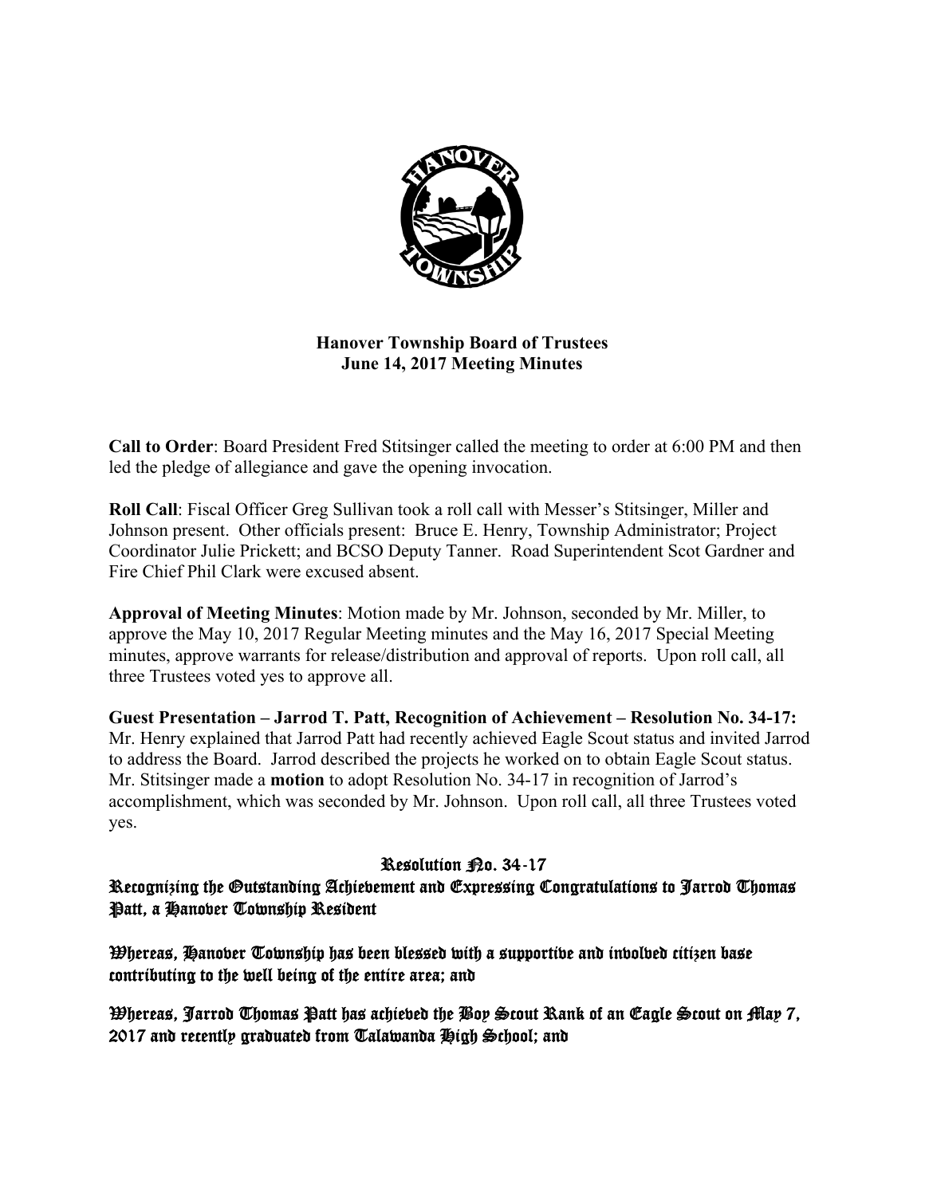# Hanover Township Board of Trustees
## June 14, 2017 Meeting Minutes

**Call to Order**: Board President Fred Stitsinger called the meeting to order at 6:00 PM and then led the pledge of allegiance and gave the opening invocation.

**Roll Call**: Fiscal Officer Greg Sullivan took a roll call with Messer's Stitsinger, Miller and Johnson present. Other officials present: Bruce E. Henry, Township Administrator; Project Coordinator Julie Prickett; and BCSO Deputy Tanner. Road Superintendent Scot Gardner and Fire Chief Phil Clark were excused absent.

**Approval of Meeting Minutes**: Motion made by Mr. Johnson, seconded by Mr. Miller, to approve the May 10, 2017 Regular Meeting minutes and the May 16, 2017 Special Meeting minutes, approve warrants for release/distribution and approval of reports. Upon roll call, all three Trustees voted yes to approve all.

**Guest Presentation – Jarrod T. Patt, Recognition of Achievement – Resolution No. 34-17:** Mr. Henry explained that Jarrod Patt had recently achieved Eagle Scout status and invited Jarrod to address the Board. Jarrod described the projects he worked on to obtain Eagle Scout status. Mr. Stitsinger made a **motion** to adopt Resolution No. 34-17 in recognition of Jarrod's accomplishment, which was seconded by Mr. Johnson. Upon roll call, all three Trustees voted yes.

**Resolution No. 34-17**

**Recognizing the Outstanding Achievement and Expressing Congratulations to Jarrod Thomas Patt, a Hanover Township Resident**

**Whereas, Hanover Township has been blessed with a supportive and involved citizen base contributing to the well being of the entire area; and**

**Whereas, Jarrod Thomas Patt has achieved the Boy Scout Rank of an Eagle Scout on May 7, 2017 and recently graduated from Talawanda High School; and**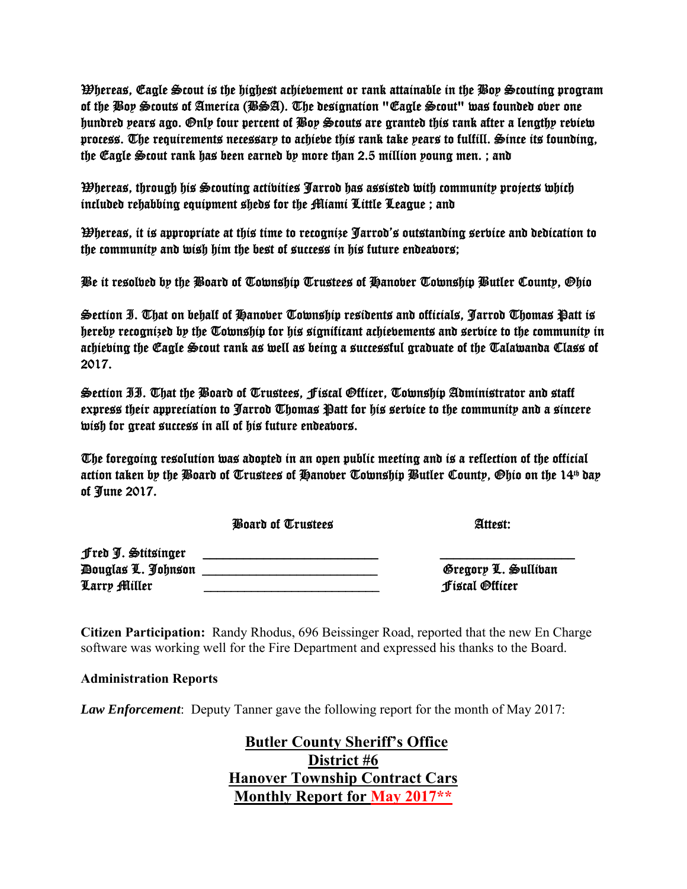Whereas, Eagle Scout is the highest achievement or rank attainable in the Boy Scouting program of the Boy Scouts of America (BSA). The designation "Eagle Scout" was founded over one hundred years ago. Only four percent of Boy Scouts are granted this rank after a lengthy review process. The requirements necessary to achieve this rank take years to fulfill. Since its founding, the Eagle Scout rank has been earned by more than 2.5 million young men. ; and

Whereas, through his Scouting activities Jarrod has assisted with community projects which included rehabbing equipment sheds for the Miami Little League ; and

Whereas, it is appropriate at this time to recognize Jarrod's outstanding service and dedication to the community and wish him the best of success in his future endeavors;

Be it resolved by the Board of Township Trustees of Hanover Township Butler County, Ohio

Section I. That on behalf of Hanover Township residents and officials, Jarrod Thomas Patt is hereby recognized by the Township for his significant achievements and service to the community in achieving the Eagle Scout rank as well as being a successful graduate of the Talawanda Class of 2017.

Section II. That the Board of Trustees, Fiscal Officer, Township Administrator and staff express their appreciation to Jarrod Thomas Patt for his service to the community and a sincere wish for great success in all of his future endeavors.

The foregoing resolution was adopted in an open public meeting and is a reflection of the official action taken by the Board of Trustees of Hanover Township Butler County, Ohio on the 14th day of June 2017.

Board of Trustees — Attest:

Fred J. Stitsinger \_\_\_\_\_\_\_\_\_\_\_\_\_\_\_\_\_\_\_\_\_\_\_\_\_\_ \_\_\_\_\_\_\_\_\_\_\_\_\_\_\_\_\_\_\_\_

Douglas L. Johnson \_\_\_\_\_\_\_\_\_\_\_\_\_\_\_\_\_\_\_\_\_\_\_\_\_\_ Gregory L. Sullivan

Larry Miller \_\_\_\_\_\_\_\_\_\_\_\_\_\_\_\_\_\_\_\_\_\_\_\_\_\_ Fiscal Officer

**Citizen Participation:** Randy Rhodus, 696 Beissinger Road, reported that the new En Charge software was working well for the Fire Department and expressed his thanks to the Board.

**Administration Reports**

***Law Enforcement***: Deputy Tanner gave the following report for the month of May 2017:

**Butler County Sheriff's Office**
**District #6**
**Hanover Township Contract Cars**
**Monthly Report for May 2017\*\***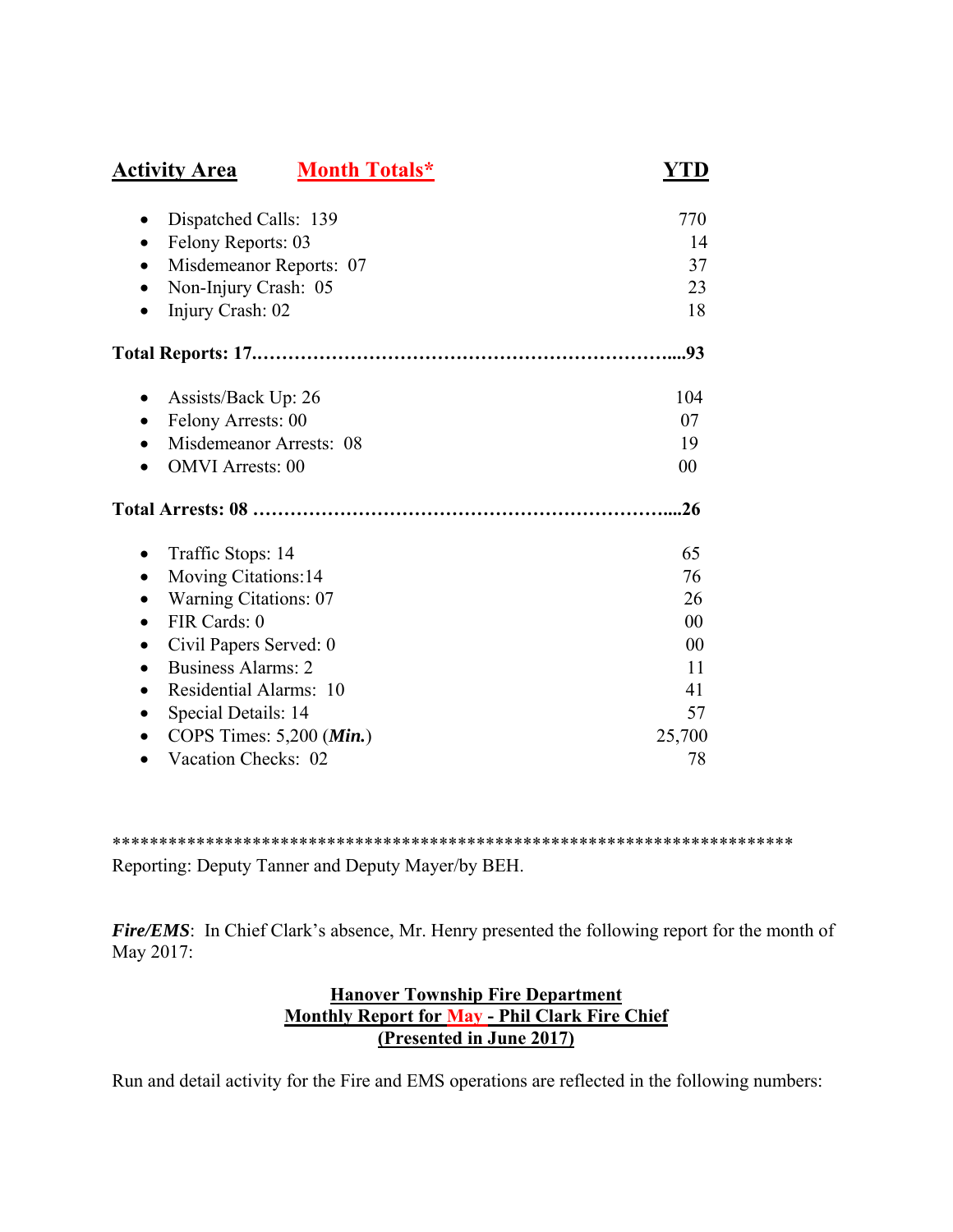| **Activity Area** | **Month Totals*** | **YTD** |
|---|---|---|
| • Dispatched Calls: 139 | | 770 |
| • Felony Reports: 03 | | 14 |
| • Misdemeanor Reports: 07 | | 37 |
| • Non-Injury Crash: 05 | | 23 |
| • Injury Crash: 02 | | 18 |
| **Total Reports: 17.……………………………………………………….** | | **...93** |
| • Assists/Back Up: 26 | | 104 |
| • Felony Arrests: 00 | | 07 |
| • Misdemeanor Arrests: 08 | | 19 |
| • OMVI Arrests: 00 | | 00 |
| **Total Arrests: 08 ……………………………………………………….** | | **...26** |
| • Traffic Stops: 14 | | 65 |
| • Moving Citations:14 | | 76 |
| • Warning Citations: 07 | | 26 |
| • FIR Cards: 0 | | 00 |
| • Civil Papers Served: 0 | | 00 |
| • Business Alarms: 2 | | 11 |
| • Residential Alarms: 10 | | 41 |
| • Special Details: 14 | | 57 |
| • COPS Times: 5,200 (***Min.***) | | 25,700 |
| • Vacation Checks: 02 | | 78 |

****************************************************************************

Reporting: Deputy Tanner and Deputy Mayer/by BEH.

***Fire/EMS***: In Chief Clark's absence, Mr. Henry presented the following report for the month of May 2017:

**Hanover Township Fire Department**
**Monthly Report for May - Phil Clark Fire Chief**
**(Presented in June 2017)**

Run and detail activity for the Fire and EMS operations are reflected in the following numbers: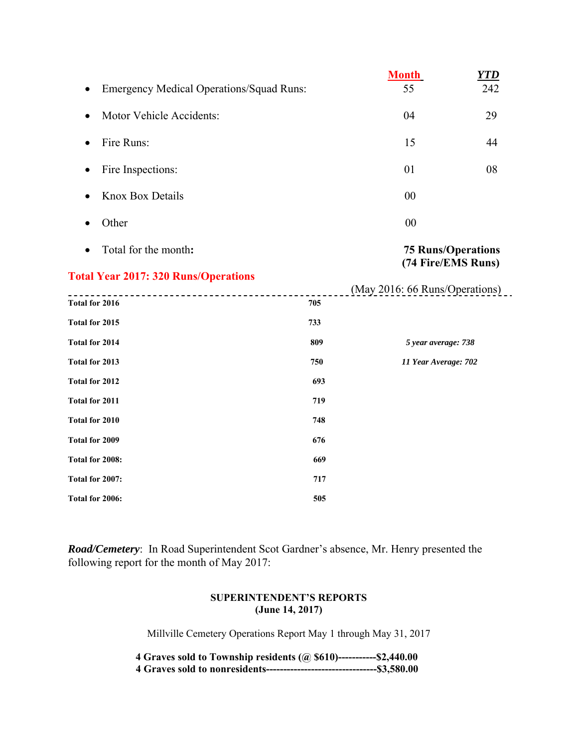| | Month | YTD |
|---|---|---|
| Emergency Medical Operations/Squad Runs: | 55 | 242 |
| Motor Vehicle Accidents: | 04 | 29 |
| Fire Runs: | 15 | 44 |
| Fire Inspections: | 01 | 08 |
| Knox Box Details | 00 | |
| Other | 00 | |
| Total for the month: | **75 Runs/Operations (74 Fire/EMS Runs)** | |

**Total Year 2017: 320 Runs/Operations**

(May 2016: 66 Runs/Operations)

| | | |
|---|---|---|
| **Total for 2016** | **705** | |
| **Total for 2015** | **733** | |
| **Total for 2014** | **809** | ***5 year average: 738*** |
| **Total for 2013** | **750** | ***11 Year Average: 702*** |
| **Total for 2012** | **693** | |
| **Total for 2011** | **719** | |
| **Total for 2010** | **748** | |
| **Total for 2009** | **676** | |
| **Total for 2008:** | **669** | |
| **Total for 2007:** | **717** | |
| **Total for 2006:** | **505** | |

***Road/Cemetery***: In Road Superintendent Scot Gardner's absence, Mr. Henry presented the following report for the month of May 2017:

**SUPERINTENDENT'S REPORTS**
**(June 14, 2017)**

Millville Cemetery Operations Report May 1 through May 31, 2017

**4 Graves sold to Township residents (@ $610)-----------$2,440.00**
**4 Graves sold to nonresidents--------------------------------$3,580.00**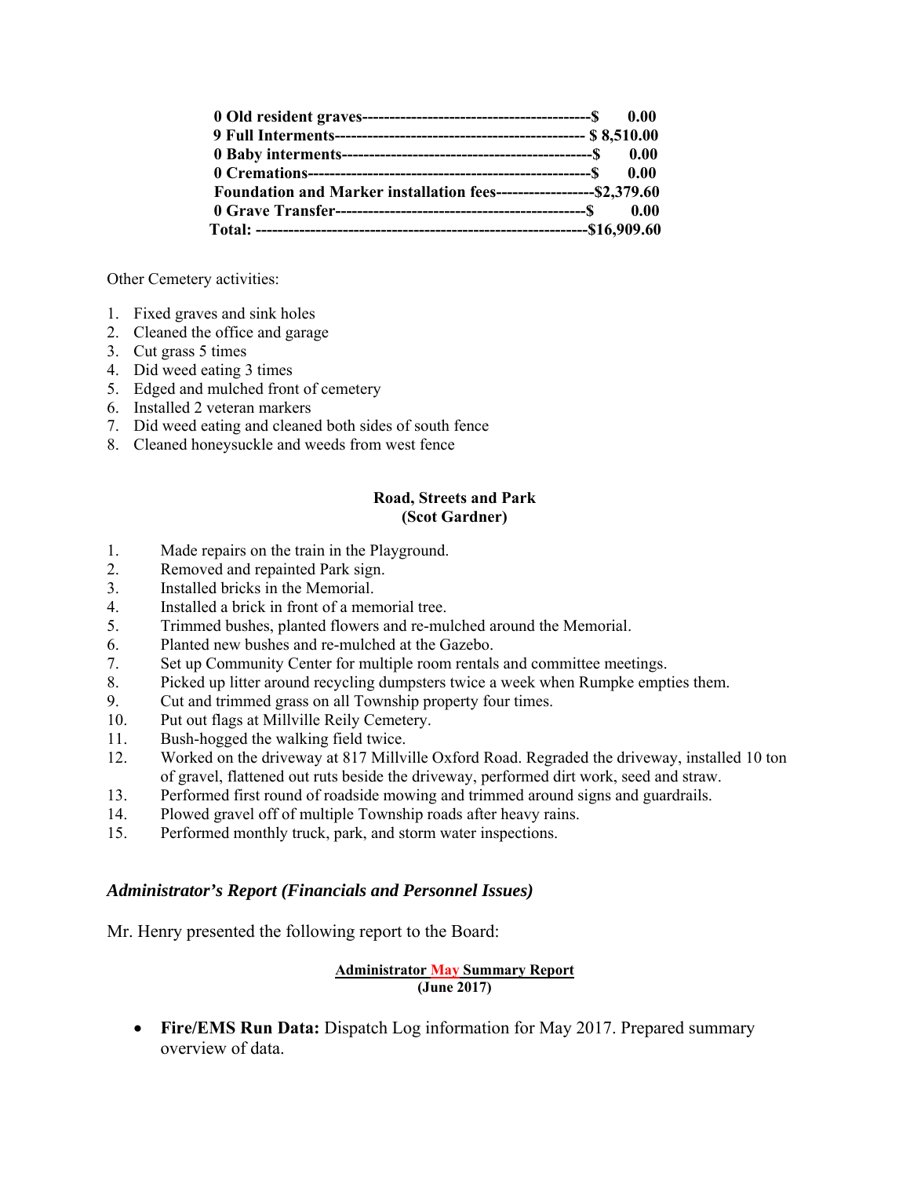**0 Old resident graves------------------------------------------$ 0.00**
**9 Full Interments---------------------------------------------- $ 8,510.00**
**0 Baby interments---------------------------------------------$ 0.00**
**0 Cremations---------------------------------------------------$ 0.00**
**Foundation and Marker installation fees------------------$2,379.60**
**0 Grave Transfer---------------------------------------------$ 0.00**
**Total: -----------------------------------------------------------$16,909.60**

Other Cemetery activities:

1. Fixed graves and sink holes
2. Cleaned the office and garage
3. Cut grass 5 times
4. Did weed eating 3 times
5. Edged and mulched front of cemetery
6. Installed 2 veteran markers
7. Did weed eating and cleaned both sides of south fence
8. Cleaned honeysuckle and weeds from west fence

**Road, Streets and Park**
**(Scot Gardner)**

1. Made repairs on the train in the Playground.
2. Removed and repainted Park sign.
3. Installed bricks in the Memorial.
4. Installed a brick in front of a memorial tree.
5. Trimmed bushes, planted flowers and re-mulched around the Memorial.
6. Planted new bushes and re-mulched at the Gazebo.
7. Set up Community Center for multiple room rentals and committee meetings.
8. Picked up litter around recycling dumpsters twice a week when Rumpke empties them.
9. Cut and trimmed grass on all Township property four times.
10. Put out flags at Millville Reily Cemetery.
11. Bush-hogged the walking field twice.
12. Worked on the driveway at 817 Millville Oxford Road. Regraded the driveway, installed 10 ton of gravel, flattened out ruts beside the driveway, performed dirt work, seed and straw.
13. Performed first round of roadside mowing and trimmed around signs and guardrails.
14. Plowed gravel off of multiple Township roads after heavy rains.
15. Performed monthly truck, park, and storm water inspections.

## *Administrator's Report (Financials and Personnel Issues)*

Mr. Henry presented the following report to the Board:

**Administrator May Summary Report**
**(June 2017)**

- **Fire/EMS Run Data:** Dispatch Log information for May 2017. Prepared summary overview of data.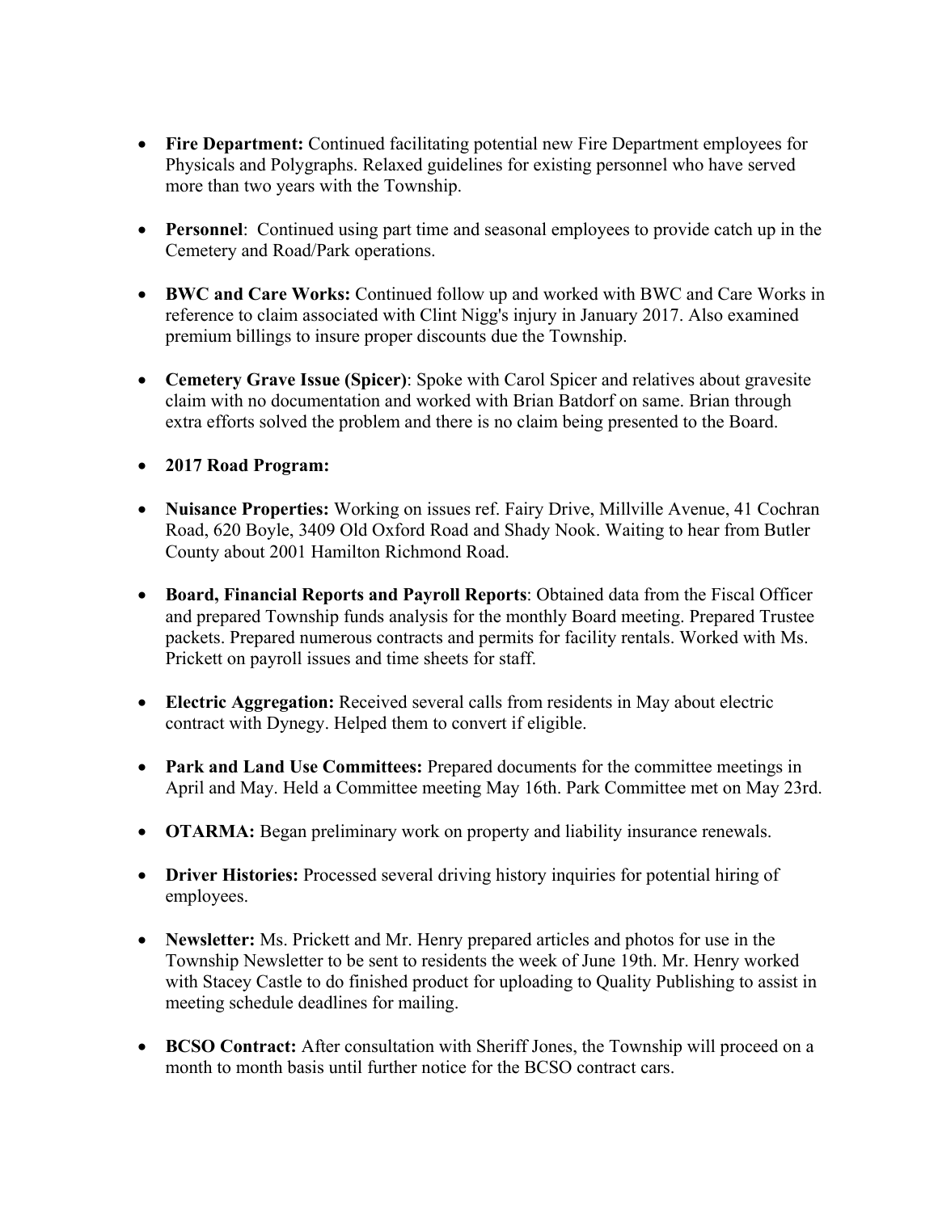- **Fire Department:** Continued facilitating potential new Fire Department employees for Physicals and Polygraphs. Relaxed guidelines for existing personnel who have served more than two years with the Township.

- **Personnel**: Continued using part time and seasonal employees to provide catch up in the Cemetery and Road/Park operations.

- **BWC and Care Works:** Continued follow up and worked with BWC and Care Works in reference to claim associated with Clint Nigg's injury in January 2017. Also examined premium billings to insure proper discounts due the Township.

- **Cemetery Grave Issue (Spicer)**: Spoke with Carol Spicer and relatives about gravesite claim with no documentation and worked with Brian Batdorf on same. Brian through extra efforts solved the problem and there is no claim being presented to the Board.

- **2017 Road Program:**

- **Nuisance Properties:** Working on issues ref. Fairy Drive, Millville Avenue, 41 Cochran Road, 620 Boyle, 3409 Old Oxford Road and Shady Nook. Waiting to hear from Butler County about 2001 Hamilton Richmond Road.

- **Board, Financial Reports and Payroll Reports**: Obtained data from the Fiscal Officer and prepared Township funds analysis for the monthly Board meeting. Prepared Trustee packets. Prepared numerous contracts and permits for facility rentals. Worked with Ms. Prickett on payroll issues and time sheets for staff.

- **Electric Aggregation:** Received several calls from residents in May about electric contract with Dynegy. Helped them to convert if eligible.

- **Park and Land Use Committees:** Prepared documents for the committee meetings in April and May. Held a Committee meeting May 16th. Park Committee met on May 23rd.

- **OTARMA:** Began preliminary work on property and liability insurance renewals.

- **Driver Histories:** Processed several driving history inquiries for potential hiring of employees.

- **Newsletter:** Ms. Prickett and Mr. Henry prepared articles and photos for use in the Township Newsletter to be sent to residents the week of June 19th. Mr. Henry worked with Stacey Castle to do finished product for uploading to Quality Publishing to assist in meeting schedule deadlines for mailing.

- **BCSO Contract:** After consultation with Sheriff Jones, the Township will proceed on a month to month basis until further notice for the BCSO contract cars.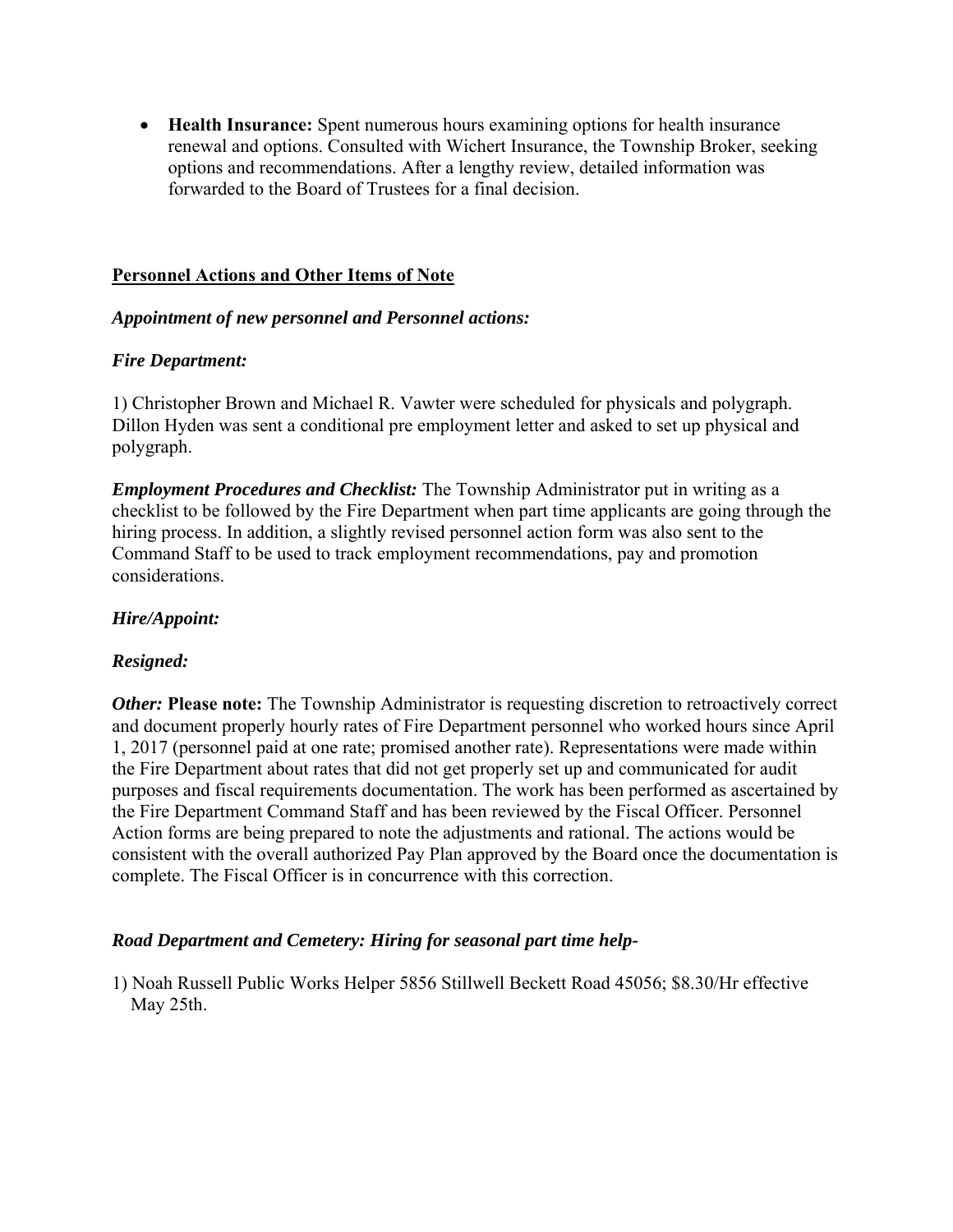- **Health Insurance:** Spent numerous hours examining options for health insurance renewal and options. Consulted with Wichert Insurance, the Township Broker, seeking options and recommendations. After a lengthy review, detailed information was forwarded to the Board of Trustees for a final decision.

## Personnel Actions and Other Items of Note

***Appointment of new personnel and Personnel actions:***

***Fire Department:***

1) Christopher Brown and Michael R. Vawter were scheduled for physicals and polygraph. Dillon Hyden was sent a conditional pre employment letter and asked to set up physical and polygraph.

***Employment Procedures and Checklist:*** The Township Administrator put in writing as a checklist to be followed by the Fire Department when part time applicants are going through the hiring process. In addition, a slightly revised personnel action form was also sent to the Command Staff to be used to track employment recommendations, pay and promotion considerations.

***Hire/Appoint:***

***Resigned:***

***Other:*** **Please note:** The Township Administrator is requesting discretion to retroactively correct and document properly hourly rates of Fire Department personnel who worked hours since April 1, 2017 (personnel paid at one rate; promised another rate). Representations were made within the Fire Department about rates that did not get properly set up and communicated for audit purposes and fiscal requirements documentation. The work has been performed as ascertained by the Fire Department Command Staff and has been reviewed by the Fiscal Officer. Personnel Action forms are being prepared to note the adjustments and rational. The actions would be consistent with the overall authorized Pay Plan approved by the Board once the documentation is complete. The Fiscal Officer is in concurrence with this correction.

***Road Department and Cemetery: Hiring for seasonal part time help-***

1) Noah Russell Public Works Helper 5856 Stillwell Beckett Road 45056; $8.30/Hr effective May 25th.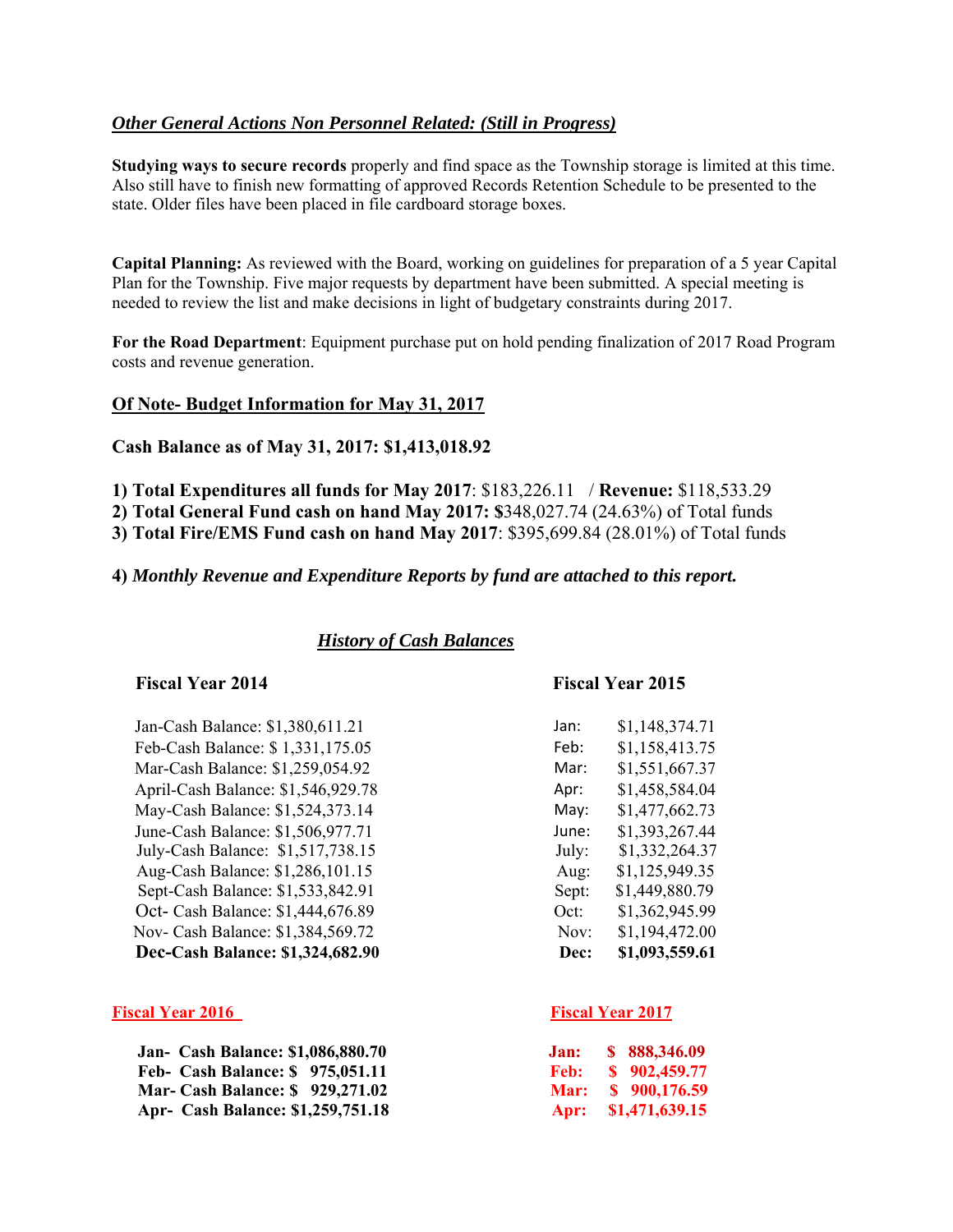***Other General Actions Non Personnel Related: (Still in Progress)***

**Studying ways to secure records** properly and find space as the Township storage is limited at this time. Also still have to finish new formatting of approved Records Retention Schedule to be presented to the state. Older files have been placed in file cardboard storage boxes.

**Capital Planning:** As reviewed with the Board, working on guidelines for preparation of a 5 year Capital Plan for the Township. Five major requests by department have been submitted. A special meeting is needed to review the list and make decisions in light of budgetary constraints during 2017.

**For the Road Department**: Equipment purchase put on hold pending finalization of 2017 Road Program costs and revenue generation.

**Of Note- Budget Information for May 31, 2017**

**Cash Balance as of May 31, 2017: $1,413,018.92**

**1) Total Expenditures all funds for May 2017**: $183,226.11 / **Revenue:** $118,533.29
**2) Total General Fund cash on hand May 2017: $**348,027.74 (24.63%) of Total funds
**3) Total Fire/EMS Fund cash on hand May 2017**: $395,699.84 (28.01%) of Total funds

**4)** ***Monthly Revenue and Expenditure Reports by fund are attached to this report.***

***History of Cash Balances***

**Fiscal Year 2014**

Jan-Cash Balance: $1,380,611.21
Feb-Cash Balance: $ 1,331,175.05
Mar-Cash Balance: $1,259,054.92
April-Cash Balance: $1,546,929.78
May-Cash Balance: $1,524,373.14
June-Cash Balance: $1,506,977.71
July-Cash Balance: $1,517,738.15
Aug-Cash Balance: $1,286,101.15
Sept-Cash Balance: $1,533,842.91
Oct- Cash Balance: $1,444,676.89
Nov- Cash Balance: $1,384,569.72
**Dec-Cash Balance: $1,324,682.90**

**Fiscal Year 2015**

| | |
|---|---|
| Jan: | $1,148,374.71 |
| Feb: | $1,158,413.75 |
| Mar: | $1,551,667.37 |
| Apr: | $1,458,584.04 |
| May: | $1,477,662.73 |
| June: | $1,393,267.44 |
| July: | $1,332,264.37 |
| Aug: | $1,125,949.35 |
| Sept: | $1,449,880.79 |
| Oct: | $1,362,945.99 |
| Nov: | $1,194,472.00 |
| **Dec:** | **$1,093,559.61** |

**Fiscal Year 2016**

**Jan- Cash Balance: $1,086,880.70**
**Feb- Cash Balance: $ 975,051.11**
**Mar- Cash Balance: $ 929,271.02**
**Apr- Cash Balance: $1,259,751.18**

**Fiscal Year 2017**

| | |
|---|---|
| **Jan:** | **$ 888,346.09** |
| **Feb:** | **$ 902,459.77** |
| **Mar:** | **$ 900,176.59** |
| **Apr:** | **$1,471,639.15** |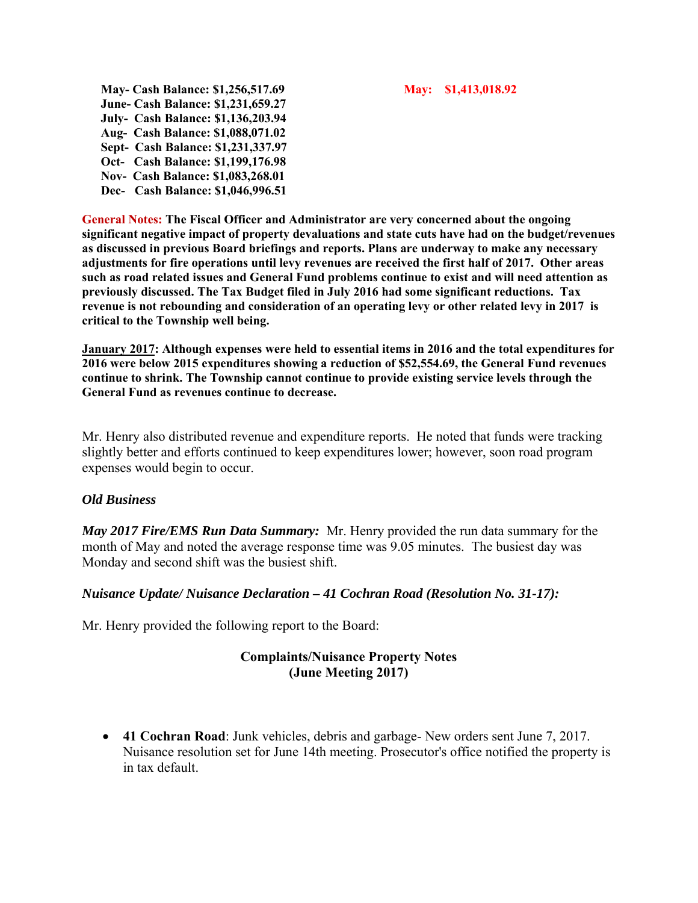**May- Cash Balance: $1,256,517.69** **May: $1,413,018.92**
**June- Cash Balance: $1,231,659.27**
**July- Cash Balance: $1,136,203.94**
**Aug- Cash Balance: $1,088,071.02**
**Sept- Cash Balance: $1,231,337.97**
**Oct- Cash Balance: $1,199,176.98**
**Nov- Cash Balance: $1,083,268.01**
**Dec- Cash Balance: $1,046,996.51**

**General Notes: The Fiscal Officer and Administrator are very concerned about the ongoing significant negative impact of property devaluations and state cuts have had on the budget/revenues as discussed in previous Board briefings and reports. Plans are underway to make any necessary adjustments for fire operations until levy revenues are received the first half of 2017. Other areas such as road related issues and General Fund problems continue to exist and will need attention as previously discussed. The Tax Budget filed in July 2016 had some significant reductions. Tax revenue is not rebounding and consideration of an operating levy or other related levy in 2017 is critical to the Township well being.**

**January 2017: Although expenses were held to essential items in 2016 and the total expenditures for 2016 were below 2015 expenditures showing a reduction of $52,554.69, the General Fund revenues continue to shrink. The Township cannot continue to provide existing service levels through the General Fund as revenues continue to decrease.**

Mr. Henry also distributed revenue and expenditure reports. He noted that funds were tracking slightly better and efforts continued to keep expenditures lower; however, soon road program expenses would begin to occur.

***Old Business***

***May 2017 Fire/EMS Run Data Summary:*** Mr. Henry provided the run data summary for the month of May and noted the average response time was 9.05 minutes. The busiest day was Monday and second shift was the busiest shift.

***Nuisance Update/ Nuisance Declaration – 41 Cochran Road (Resolution No. 31-17):***

Mr. Henry provided the following report to the Board:

**Complaints/Nuisance Property Notes**
**(June Meeting 2017)**

- **41 Cochran Road**: Junk vehicles, debris and garbage- New orders sent June 7, 2017. Nuisance resolution set for June 14th meeting. Prosecutor's office notified the property is in tax default.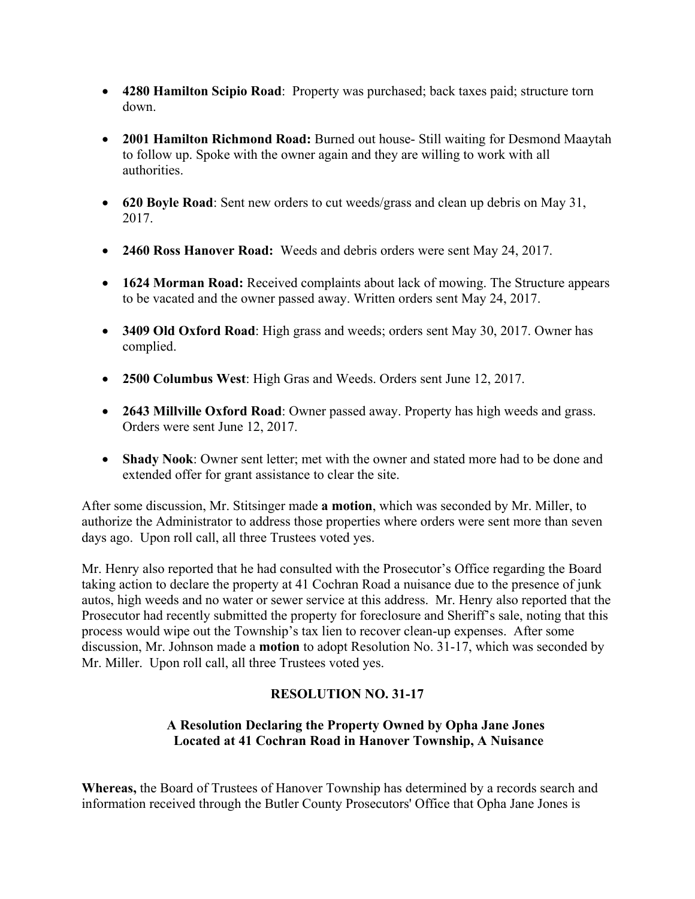- **4280 Hamilton Scipio Road**: Property was purchased; back taxes paid; structure torn down.

- **2001 Hamilton Richmond Road:** Burned out house- Still waiting for Desmond Maaytah to follow up. Spoke with the owner again and they are willing to work with all authorities.

- **620 Boyle Road**: Sent new orders to cut weeds/grass and clean up debris on May 31, 2017.

- **2460 Ross Hanover Road:** Weeds and debris orders were sent May 24, 2017.

- **1624 Morman Road:** Received complaints about lack of mowing. The Structure appears to be vacated and the owner passed away. Written orders sent May 24, 2017.

- **3409 Old Oxford Road**: High grass and weeds; orders sent May 30, 2017. Owner has complied.

- **2500 Columbus West**: High Gras and Weeds. Orders sent June 12, 2017.

- **2643 Millville Oxford Road**: Owner passed away. Property has high weeds and grass. Orders were sent June 12, 2017.

- **Shady Nook**: Owner sent letter; met with the owner and stated more had to be done and extended offer for grant assistance to clear the site.

After some discussion, Mr. Stitsinger made **a motion**, which was seconded by Mr. Miller, to authorize the Administrator to address those properties where orders were sent more than seven days ago. Upon roll call, all three Trustees voted yes.

Mr. Henry also reported that he had consulted with the Prosecutor's Office regarding the Board taking action to declare the property at 41 Cochran Road a nuisance due to the presence of junk autos, high weeds and no water or sewer service at this address. Mr. Henry also reported that the Prosecutor had recently submitted the property for foreclosure and Sheriff's sale, noting that this process would wipe out the Township's tax lien to recover clean-up expenses. After some discussion, Mr. Johnson made a **motion** to adopt Resolution No. 31-17, which was seconded by Mr. Miller. Upon roll call, all three Trustees voted yes.

**RESOLUTION NO. 31-17**

**A Resolution Declaring the Property Owned by Opha Jane Jones Located at 41 Cochran Road in Hanover Township, A Nuisance**

**Whereas,** the Board of Trustees of Hanover Township has determined by a records search and information received through the Butler County Prosecutors' Office that Opha Jane Jones is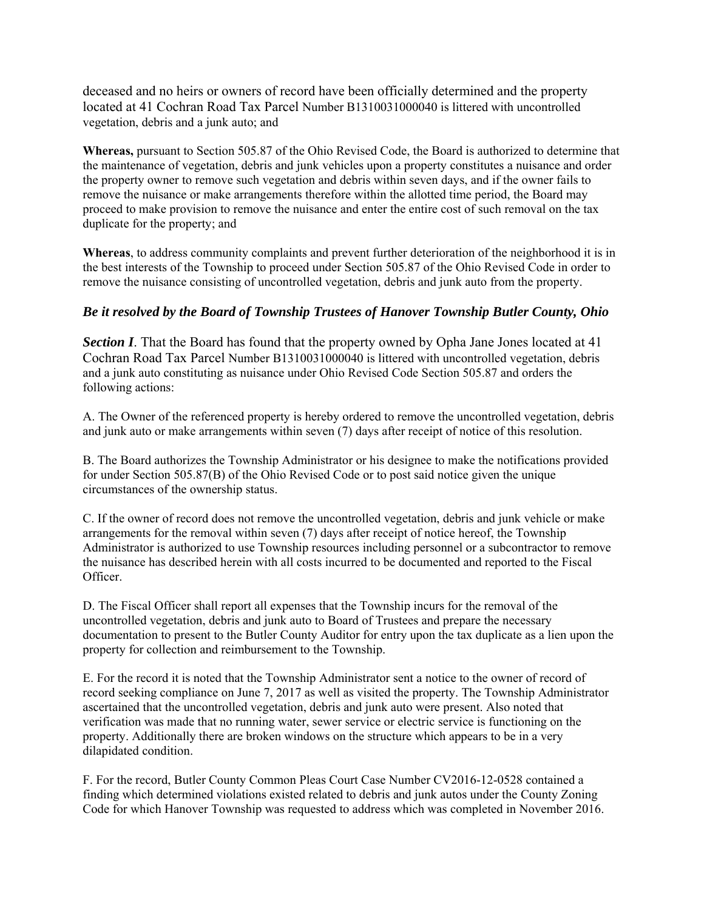deceased and no heirs or owners of record have been officially determined and the property located at 41 Cochran Road Tax Parcel Number B1310031000040 is littered with uncontrolled vegetation, debris and a junk auto; and

**Whereas,** pursuant to Section 505.87 of the Ohio Revised Code, the Board is authorized to determine that the maintenance of vegetation, debris and junk vehicles upon a property constitutes a nuisance and order the property owner to remove such vegetation and debris within seven days, and if the owner fails to remove the nuisance or make arrangements therefore within the allotted time period, the Board may proceed to make provision to remove the nuisance and enter the entire cost of such removal on the tax duplicate for the property; and

**Whereas**, to address community complaints and prevent further deterioration of the neighborhood it is in the best interests of the Township to proceed under Section 505.87 of the Ohio Revised Code in order to remove the nuisance consisting of uncontrolled vegetation, debris and junk auto from the property.

***Be it resolved by the Board of Township Trustees of Hanover Township Butler County, Ohio***

***Section I***. That the Board has found that the property owned by Opha Jane Jones located at 41 Cochran Road Tax Parcel Number B1310031000040 is littered with uncontrolled vegetation, debris and a junk auto constituting as nuisance under Ohio Revised Code Section 505.87 and orders the following actions:

A. The Owner of the referenced property is hereby ordered to remove the uncontrolled vegetation, debris and junk auto or make arrangements within seven (7) days after receipt of notice of this resolution.

B. The Board authorizes the Township Administrator or his designee to make the notifications provided for under Section 505.87(B) of the Ohio Revised Code or to post said notice given the unique circumstances of the ownership status.

C. If the owner of record does not remove the uncontrolled vegetation, debris and junk vehicle or make arrangements for the removal within seven (7) days after receipt of notice hereof, the Township Administrator is authorized to use Township resources including personnel or a subcontractor to remove the nuisance has described herein with all costs incurred to be documented and reported to the Fiscal Officer.

D. The Fiscal Officer shall report all expenses that the Township incurs for the removal of the uncontrolled vegetation, debris and junk auto to Board of Trustees and prepare the necessary documentation to present to the Butler County Auditor for entry upon the tax duplicate as a lien upon the property for collection and reimbursement to the Township.

E. For the record it is noted that the Township Administrator sent a notice to the owner of record of record seeking compliance on June 7, 2017 as well as visited the property. The Township Administrator ascertained that the uncontrolled vegetation, debris and junk auto were present. Also noted that verification was made that no running water, sewer service or electric service is functioning on the property. Additionally there are broken windows on the structure which appears to be in a very dilapidated condition.

F. For the record, Butler County Common Pleas Court Case Number CV2016-12-0528 contained a finding which determined violations existed related to debris and junk autos under the County Zoning Code for which Hanover Township was requested to address which was completed in November 2016.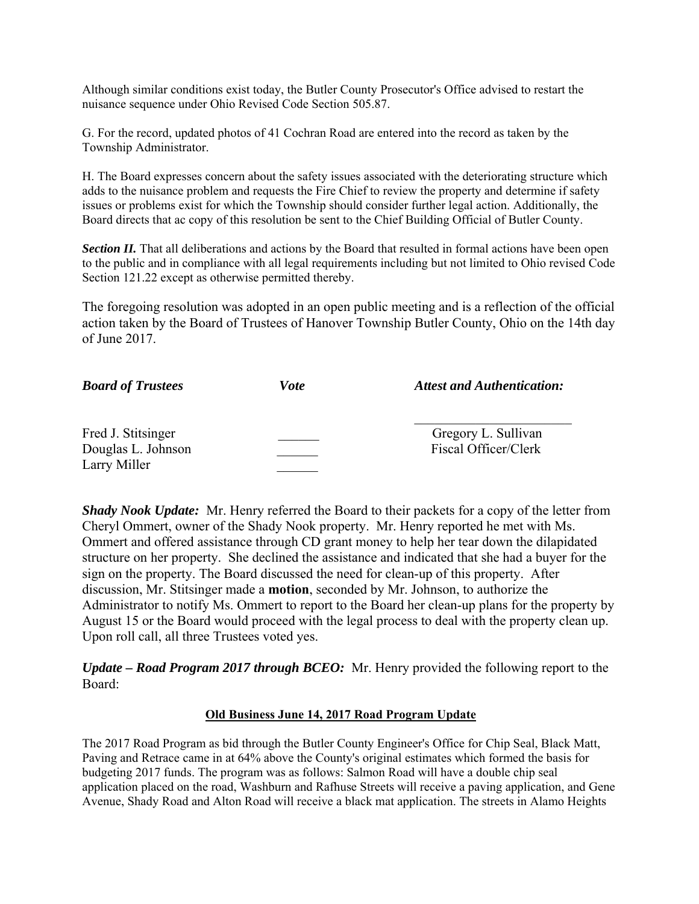Although similar conditions exist today, the Butler County Prosecutor's Office advised to restart the nuisance sequence under Ohio Revised Code Section 505.87.

G. For the record, updated photos of 41 Cochran Road are entered into the record as taken by the Township Administrator.

H. The Board expresses concern about the safety issues associated with the deteriorating structure which adds to the nuisance problem and requests the Fire Chief to review the property and determine if safety issues or problems exist for which the Township should consider further legal action. Additionally, the Board directs that ac copy of this resolution be sent to the Chief Building Official of Butler County.

***Section II.*** That all deliberations and actions by the Board that resulted in formal actions have been open to the public and in compliance with all legal requirements including but not limited to Ohio revised Code Section 121.22 except as otherwise permitted thereby.

The foregoing resolution was adopted in an open public meeting and is a reflection of the official action taken by the Board of Trustees of Hanover Township Butler County, Ohio on the 14th day of June 2017.

| *Board of Trustees* | *Vote* | *Attest and Authentication:* |
|---|---|---|
| Fred J. Stitsinger | ______ | ______________________ Gregory L. Sullivan |
| Douglas L. Johnson | ______ | Fiscal Officer/Clerk |
| Larry Miller | ______ | |

***Shady Nook Update:*** Mr. Henry referred the Board to their packets for a copy of the letter from Cheryl Ommert, owner of the Shady Nook property. Mr. Henry reported he met with Ms. Ommert and offered assistance through CD grant money to help her tear down the dilapidated structure on her property. She declined the assistance and indicated that she had a buyer for the sign on the property. The Board discussed the need for clean-up of this property. After discussion, Mr. Stitsinger made a **motion**, seconded by Mr. Johnson, to authorize the Administrator to notify Ms. Ommert to report to the Board her clean-up plans for the property by August 15 or the Board would proceed with the legal process to deal with the property clean up. Upon roll call, all three Trustees voted yes.

***Update – Road Program 2017 through BCEO:*** Mr. Henry provided the following report to the Board:

**Old Business June 14, 2017 Road Program Update**

The 2017 Road Program as bid through the Butler County Engineer's Office for Chip Seal, Black Matt, Paving and Retrace came in at 64% above the County's original estimates which formed the basis for budgeting 2017 funds. The program was as follows: Salmon Road will have a double chip seal application placed on the road, Washburn and Rafhuse Streets will receive a paving application, and Gene Avenue, Shady Road and Alton Road will receive a black mat application. The streets in Alamo Heights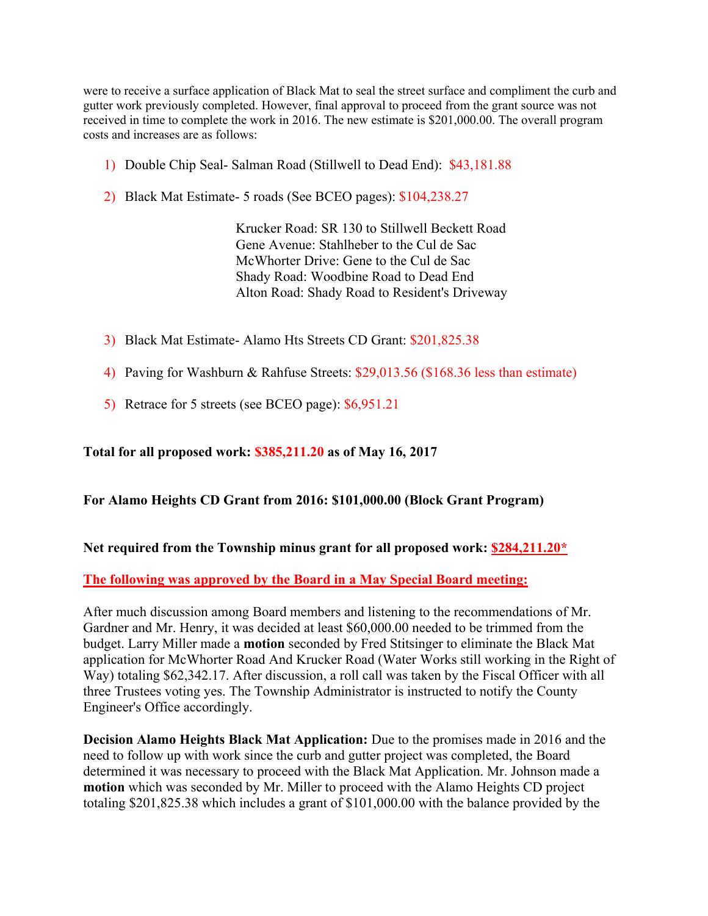were to receive a surface application of Black Mat to seal the street surface and compliment the curb and gutter work previously completed. However, final approval to proceed from the grant source was not received in time to complete the work in 2016. The new estimate is $201,000.00. The overall program costs and increases are as follows:

1) Double Chip Seal- Salman Road (Stillwell to Dead End): $43,181.88

2) Black Mat Estimate- 5 roads (See BCEO pages): $104,238.27

   Krucker Road: SR 130 to Stillwell Beckett Road
   Gene Avenue: Stahlheber to the Cul de Sac
   McWhorter Drive: Gene to the Cul de Sac
   Shady Road: Woodbine Road to Dead End
   Alton Road: Shady Road to Resident's Driveway

3) Black Mat Estimate- Alamo Hts Streets CD Grant: $201,825.38

4) Paving for Washburn & Rahfuse Streets: $29,013.56 ($168.36 less than estimate)

5) Retrace for 5 streets (see BCEO page): $6,951.21

**Total for all proposed work: $385,211.20 as of May 16, 2017**

**For Alamo Heights CD Grant from 2016: $101,000.00 (Block Grant Program)**

**Net required from the Township minus grant for all proposed work: $284,211.20***

**The following was approved by the Board in a May Special Board meeting:**

After much discussion among Board members and listening to the recommendations of Mr. Gardner and Mr. Henry, it was decided at least $60,000.00 needed to be trimmed from the budget. Larry Miller made a **motion** seconded by Fred Stitsinger to eliminate the Black Mat application for McWhorter Road And Krucker Road (Water Works still working in the Right of Way) totaling $62,342.17. After discussion, a roll call was taken by the Fiscal Officer with all three Trustees voting yes. The Township Administrator is instructed to notify the County Engineer's Office accordingly.

**Decision Alamo Heights Black Mat Application:** Due to the promises made in 2016 and the need to follow up with work since the curb and gutter project was completed, the Board determined it was necessary to proceed with the Black Mat Application. Mr. Johnson made a **motion** which was seconded by Mr. Miller to proceed with the Alamo Heights CD project totaling $201,825.38 which includes a grant of $101,000.00 with the balance provided by the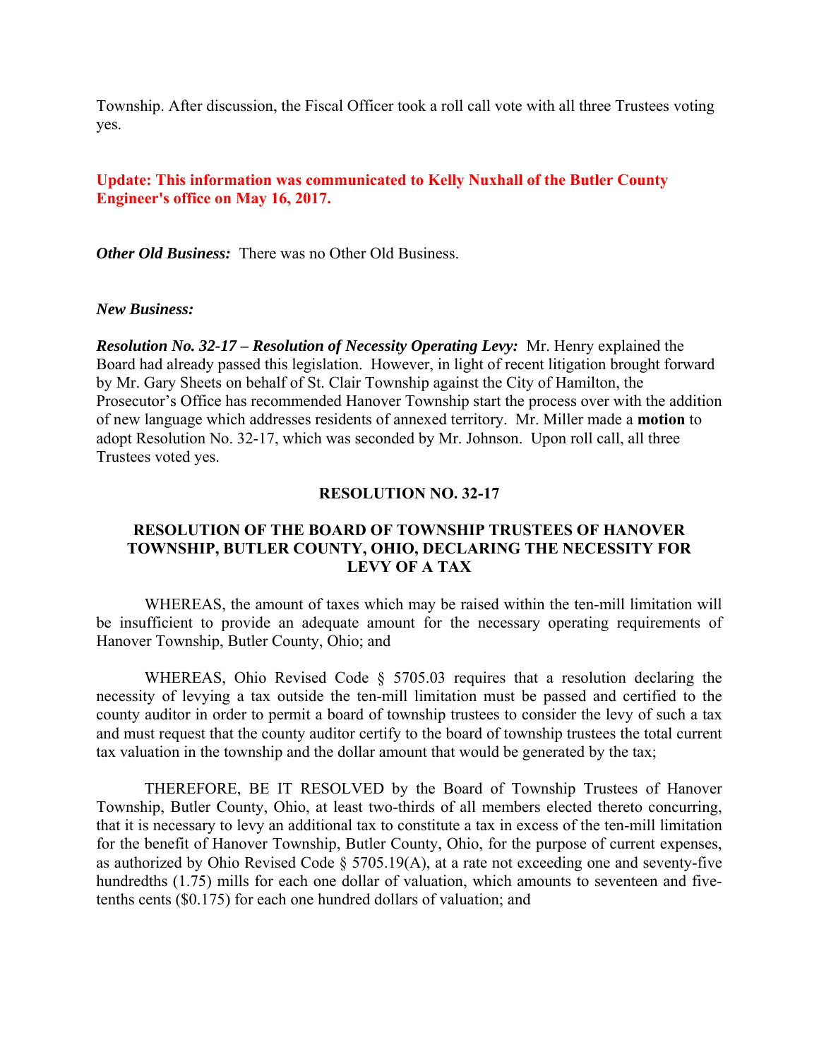Township. After discussion, the Fiscal Officer took a roll call vote with all three Trustees voting yes.

**Update: This information was communicated to Kelly Nuxhall of the Butler County Engineer's office on May 16, 2017.**

***Other Old Business:*** There was no Other Old Business.

***New Business:***

***Resolution No. 32-17 – Resolution of Necessity Operating Levy:*** Mr. Henry explained the Board had already passed this legislation. However, in light of recent litigation brought forward by Mr. Gary Sheets on behalf of St. Clair Township against the City of Hamilton, the Prosecutor's Office has recommended Hanover Township start the process over with the addition of new language which addresses residents of annexed territory. Mr. Miller made a **motion** to adopt Resolution No. 32-17, which was seconded by Mr. Johnson. Upon roll call, all three Trustees voted yes.

**RESOLUTION NO. 32-17**

**RESOLUTION OF THE BOARD OF TOWNSHIP TRUSTEES OF HANOVER TOWNSHIP, BUTLER COUNTY, OHIO, DECLARING THE NECESSITY FOR LEVY OF A TAX**

WHEREAS, the amount of taxes which may be raised within the ten-mill limitation will be insufficient to provide an adequate amount for the necessary operating requirements of Hanover Township, Butler County, Ohio; and

WHEREAS, Ohio Revised Code § 5705.03 requires that a resolution declaring the necessity of levying a tax outside the ten-mill limitation must be passed and certified to the county auditor in order to permit a board of township trustees to consider the levy of such a tax and must request that the county auditor certify to the board of township trustees the total current tax valuation in the township and the dollar amount that would be generated by the tax;

THEREFORE, BE IT RESOLVED by the Board of Township Trustees of Hanover Township, Butler County, Ohio, at least two-thirds of all members elected thereto concurring, that it is necessary to levy an additional tax to constitute a tax in excess of the ten-mill limitation for the benefit of Hanover Township, Butler County, Ohio, for the purpose of current expenses, as authorized by Ohio Revised Code § 5705.19(A), at a rate not exceeding one and seventy-five hundredths (1.75) mills for each one dollar of valuation, which amounts to seventeen and five-tenths cents ($0.175) for each one hundred dollars of valuation; and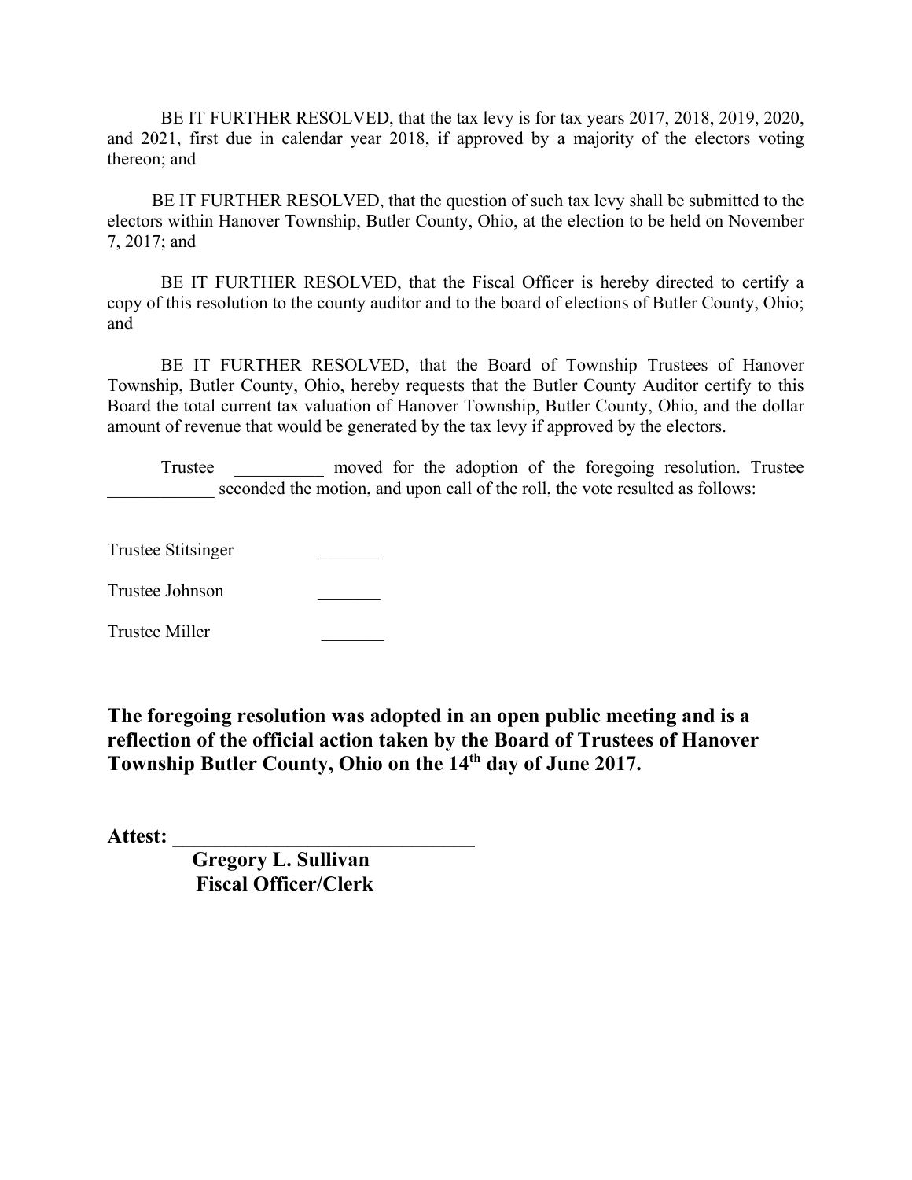BE IT FURTHER RESOLVED, that the tax levy is for tax years 2017, 2018, 2019, 2020, and 2021, first due in calendar year 2018, if approved by a majority of the electors voting thereon; and

BE IT FURTHER RESOLVED, that the question of such tax levy shall be submitted to the electors within Hanover Township, Butler County, Ohio, at the election to be held on November 7, 2017; and

BE IT FURTHER RESOLVED, that the Fiscal Officer is hereby directed to certify a copy of this resolution to the county auditor and to the board of elections of Butler County, Ohio; and

BE IT FURTHER RESOLVED, that the Board of Township Trustees of Hanover Township, Butler County, Ohio, hereby requests that the Butler County Auditor certify to this Board the total current tax valuation of Hanover Township, Butler County, Ohio, and the dollar amount of revenue that would be generated by the tax levy if approved by the electors.

Trustee __________ moved for the adoption of the foregoing resolution. Trustee ____________ seconded the motion, and upon call of the roll, the vote resulted as follows:

Trustee Stitsinger _______

Trustee Johnson _______

Trustee Miller _______

**The foregoing resolution was adopted in an open public meeting and is a reflection of the official action taken by the Board of Trustees of Hanover Township Butler County, Ohio on the 14th day of June 2017.**

**Attest: _____________________________**
**Gregory L. Sullivan**
**Fiscal Officer/Clerk**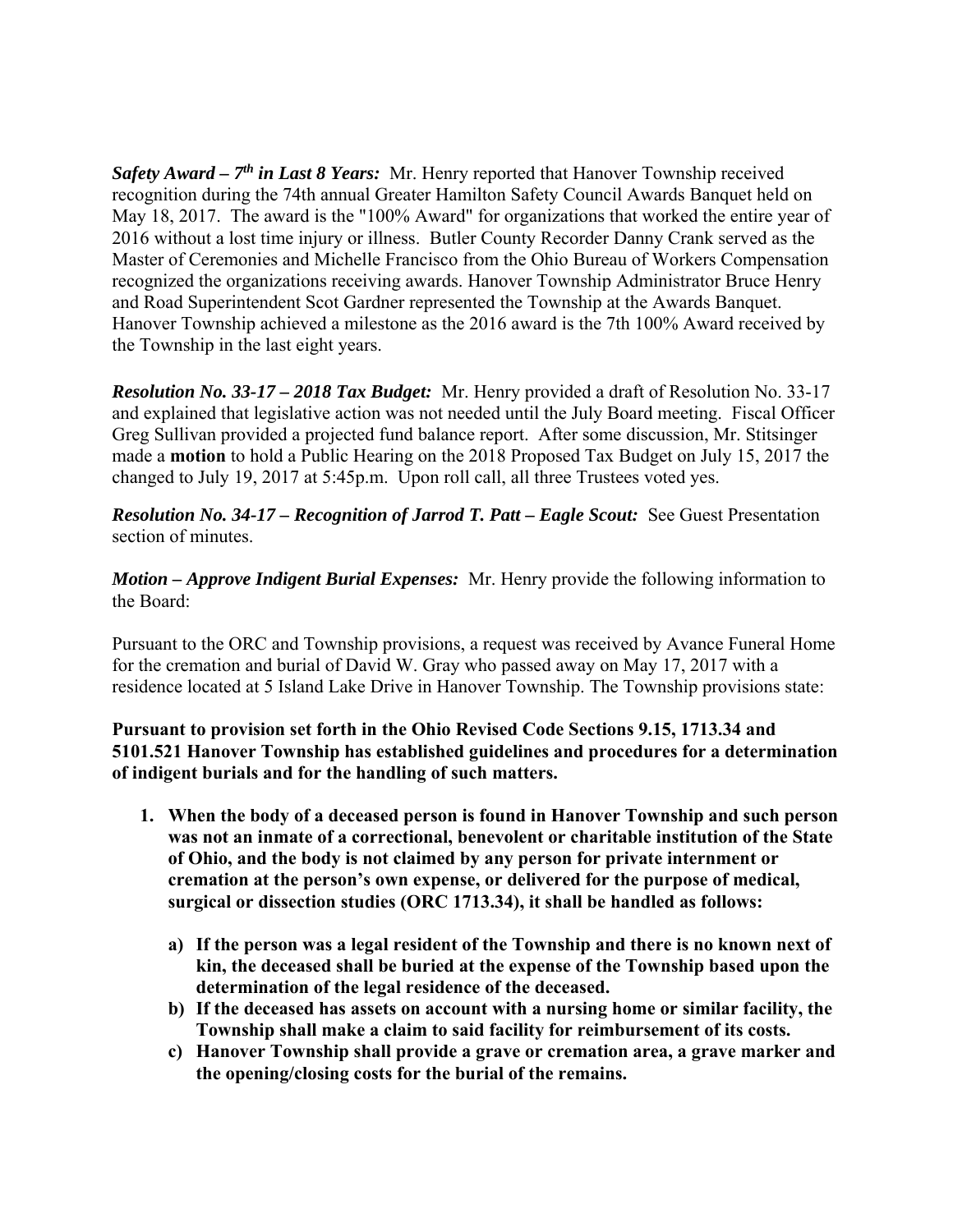***Safety Award – 7th in Last 8 Years:*** Mr. Henry reported that Hanover Township received recognition during the 74th annual Greater Hamilton Safety Council Awards Banquet held on May 18, 2017. The award is the "100% Award" for organizations that worked the entire year of 2016 without a lost time injury or illness. Butler County Recorder Danny Crank served as the Master of Ceremonies and Michelle Francisco from the Ohio Bureau of Workers Compensation recognized the organizations receiving awards. Hanover Township Administrator Bruce Henry and Road Superintendent Scot Gardner represented the Township at the Awards Banquet. Hanover Township achieved a milestone as the 2016 award is the 7th 100% Award received by the Township in the last eight years.

***Resolution No. 33-17 – 2018 Tax Budget:*** Mr. Henry provided a draft of Resolution No. 33-17 and explained that legislative action was not needed until the July Board meeting. Fiscal Officer Greg Sullivan provided a projected fund balance report. After some discussion, Mr. Stitsinger made a **motion** to hold a Public Hearing on the 2018 Proposed Tax Budget on July 15, 2017 the changed to July 19, 2017 at 5:45p.m. Upon roll call, all three Trustees voted yes.

***Resolution No. 34-17 – Recognition of Jarrod T. Patt – Eagle Scout:*** See Guest Presentation section of minutes.

***Motion – Approve Indigent Burial Expenses:*** Mr. Henry provide the following information to the Board:

Pursuant to the ORC and Township provisions, a request was received by Avance Funeral Home for the cremation and burial of David W. Gray who passed away on May 17, 2017 with a residence located at 5 Island Lake Drive in Hanover Township. The Township provisions state:

**Pursuant to provision set forth in the Ohio Revised Code Sections 9.15, 1713.34 and 5101.521 Hanover Township has established guidelines and procedures for a determination of indigent burials and for the handling of such matters.**

1. **When the body of a deceased person is found in Hanover Township and such person was not an inmate of a correctional, benevolent or charitable institution of the State of Ohio, and the body is not claimed by any person for private internment or cremation at the person's own expense, or delivered for the purpose of medical, surgical or dissection studies (ORC 1713.34), it shall be handled as follows:**

    a) **If the person was a legal resident of the Township and there is no known next of kin, the deceased shall be buried at the expense of the Township based upon the determination of the legal residence of the deceased.**
    b) **If the deceased has assets on account with a nursing home or similar facility, the Township shall make a claim to said facility for reimbursement of its costs.**
    c) **Hanover Township shall provide a grave or cremation area, a grave marker and the opening/closing costs for the burial of the remains.**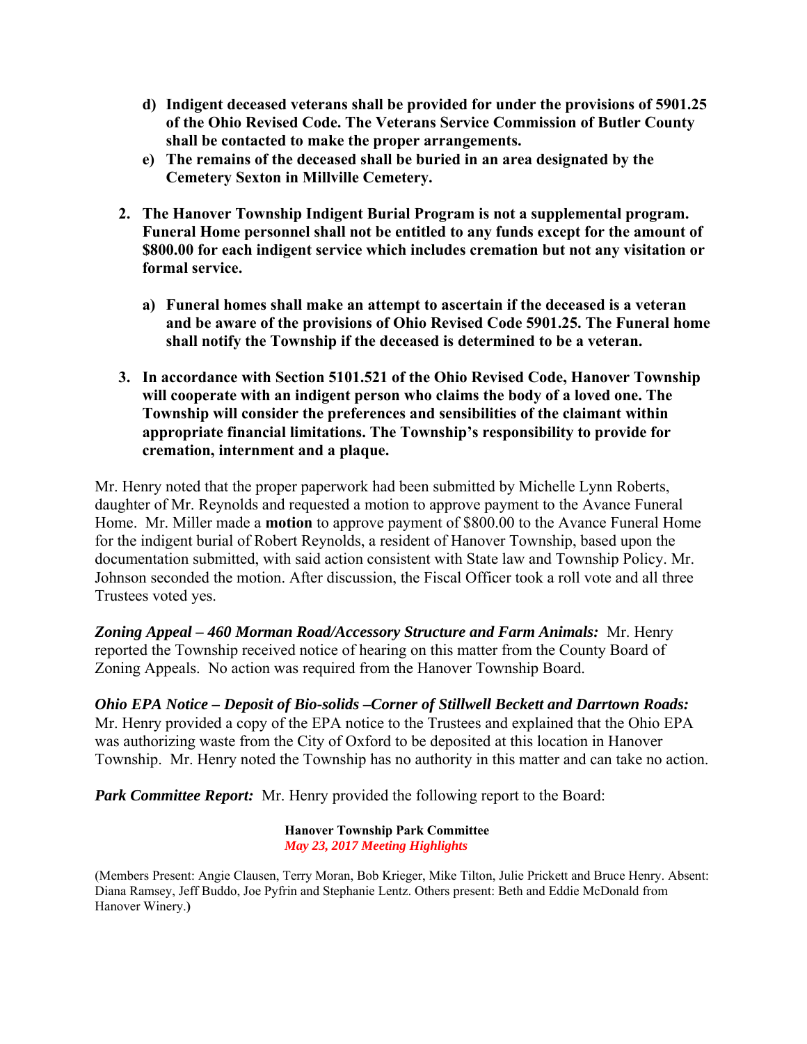**d) Indigent deceased veterans shall be provided for under the provisions of 5901.25 of the Ohio Revised Code. The Veterans Service Commission of Butler County shall be contacted to make the proper arrangements.**

**e) The remains of the deceased shall be buried in an area designated by the Cemetery Sexton in Millville Cemetery.**

**2. The Hanover Township Indigent Burial Program is not a supplemental program. Funeral Home personnel shall not be entitled to any funds except for the amount of $800.00 for each indigent service which includes cremation but not any visitation or formal service.**

**a) Funeral homes shall make an attempt to ascertain if the deceased is a veteran and be aware of the provisions of Ohio Revised Code 5901.25. The Funeral home shall notify the Township if the deceased is determined to be a veteran.**

**3. In accordance with Section 5101.521 of the Ohio Revised Code, Hanover Township will cooperate with an indigent person who claims the body of a loved one. The Township will consider the preferences and sensibilities of the claimant within appropriate financial limitations. The Township's responsibility to provide for cremation, internment and a plaque.**

Mr. Henry noted that the proper paperwork had been submitted by Michelle Lynn Roberts, daughter of Mr. Reynolds and requested a motion to approve payment to the Avance Funeral Home. Mr. Miller made a **motion** to approve payment of $800.00 to the Avance Funeral Home for the indigent burial of Robert Reynolds, a resident of Hanover Township, based upon the documentation submitted, with said action consistent with State law and Township Policy. Mr. Johnson seconded the motion. After discussion, the Fiscal Officer took a roll vote and all three Trustees voted yes.

***Zoning Appeal – 460 Morman Road/Accessory Structure and Farm Animals:*** Mr. Henry reported the Township received notice of hearing on this matter from the County Board of Zoning Appeals. No action was required from the Hanover Township Board.

***Ohio EPA Notice – Deposit of Bio-solids –Corner of Stillwell Beckett and Darrtown Roads:*** Mr. Henry provided a copy of the EPA notice to the Trustees and explained that the Ohio EPA was authorizing waste from the City of Oxford to be deposited at this location in Hanover Township. Mr. Henry noted the Township has no authority in this matter and can take no action.

***Park Committee Report:*** Mr. Henry provided the following report to the Board:

**Hanover Township Park Committee**
***May 23, 2017 Meeting Highlights***

(Members Present: Angie Clausen, Terry Moran, Bob Krieger, Mike Tilton, Julie Prickett and Bruce Henry. Absent: Diana Ramsey, Jeff Buddo, Joe Pyfrin and Stephanie Lentz. Others present: Beth and Eddie McDonald from Hanover Winery.**)**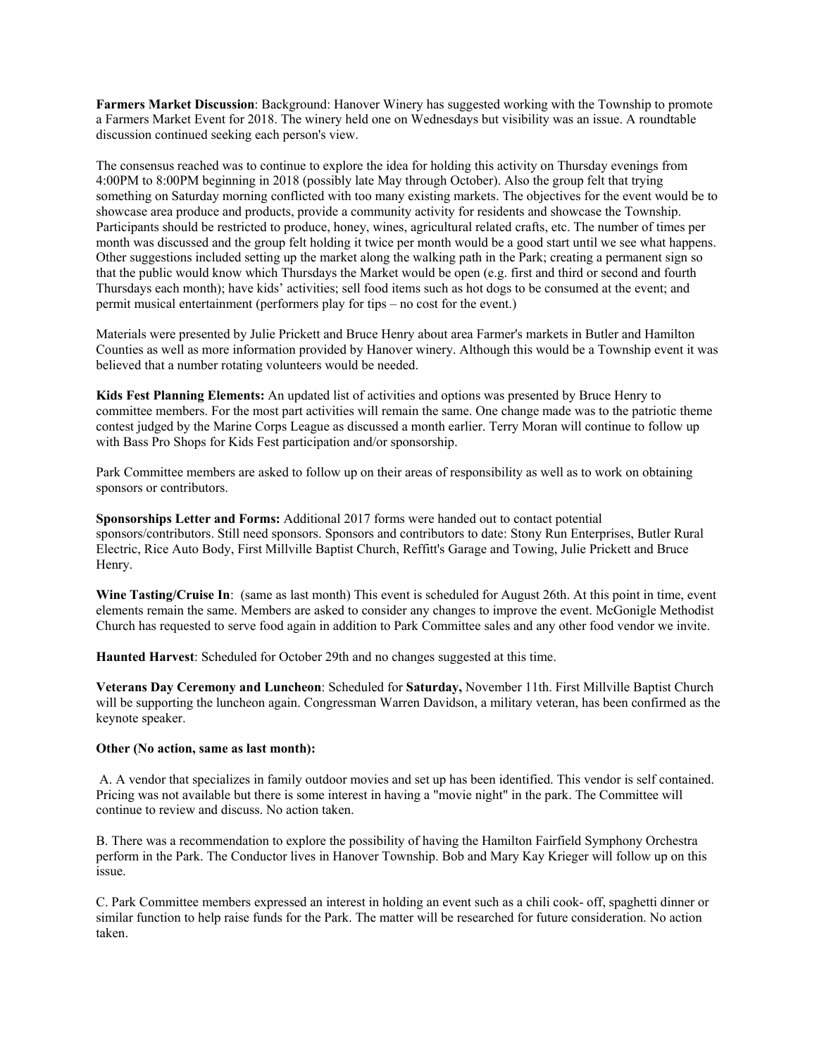**Farmers Market Discussion**: Background: Hanover Winery has suggested working with the Township to promote a Farmers Market Event for 2018. The winery held one on Wednesdays but visibility was an issue. A roundtable discussion continued seeking each person's view.

The consensus reached was to continue to explore the idea for holding this activity on Thursday evenings from 4:00PM to 8:00PM beginning in 2018 (possibly late May through October). Also the group felt that trying something on Saturday morning conflicted with too many existing markets. The objectives for the event would be to showcase area produce and products, provide a community activity for residents and showcase the Township. Participants should be restricted to produce, honey, wines, agricultural related crafts, etc. The number of times per month was discussed and the group felt holding it twice per month would be a good start until we see what happens. Other suggestions included setting up the market along the walking path in the Park; creating a permanent sign so that the public would know which Thursdays the Market would be open (e.g. first and third or second and fourth Thursdays each month); have kids' activities; sell food items such as hot dogs to be consumed at the event; and permit musical entertainment (performers play for tips – no cost for the event.)

Materials were presented by Julie Prickett and Bruce Henry about area Farmer's markets in Butler and Hamilton Counties as well as more information provided by Hanover winery. Although this would be a Township event it was believed that a number rotating volunteers would be needed.

**Kids Fest Planning Elements:** An updated list of activities and options was presented by Bruce Henry to committee members. For the most part activities will remain the same. One change made was to the patriotic theme contest judged by the Marine Corps League as discussed a month earlier. Terry Moran will continue to follow up with Bass Pro Shops for Kids Fest participation and/or sponsorship.

Park Committee members are asked to follow up on their areas of responsibility as well as to work on obtaining sponsors or contributors.

**Sponsorships Letter and Forms:** Additional 2017 forms were handed out to contact potential sponsors/contributors. Still need sponsors. Sponsors and contributors to date: Stony Run Enterprises, Butler Rural Electric, Rice Auto Body, First Millville Baptist Church, Reffitt's Garage and Towing, Julie Prickett and Bruce Henry.

**Wine Tasting/Cruise In**: (same as last month) This event is scheduled for August 26th. At this point in time, event elements remain the same. Members are asked to consider any changes to improve the event. McGonigle Methodist Church has requested to serve food again in addition to Park Committee sales and any other food vendor we invite.

**Haunted Harvest**: Scheduled for October 29th and no changes suggested at this time.

**Veterans Day Ceremony and Luncheon**: Scheduled for **Saturday,** November 11th. First Millville Baptist Church will be supporting the luncheon again. Congressman Warren Davidson, a military veteran, has been confirmed as the keynote speaker.

**Other (No action, same as last month):**

A. A vendor that specializes in family outdoor movies and set up has been identified. This vendor is self contained. Pricing was not available but there is some interest in having a "movie night" in the park. The Committee will continue to review and discuss. No action taken.

B. There was a recommendation to explore the possibility of having the Hamilton Fairfield Symphony Orchestra perform in the Park. The Conductor lives in Hanover Township. Bob and Mary Kay Krieger will follow up on this issue.

C. Park Committee members expressed an interest in holding an event such as a chili cook- off, spaghetti dinner or similar function to help raise funds for the Park. The matter will be researched for future consideration. No action taken.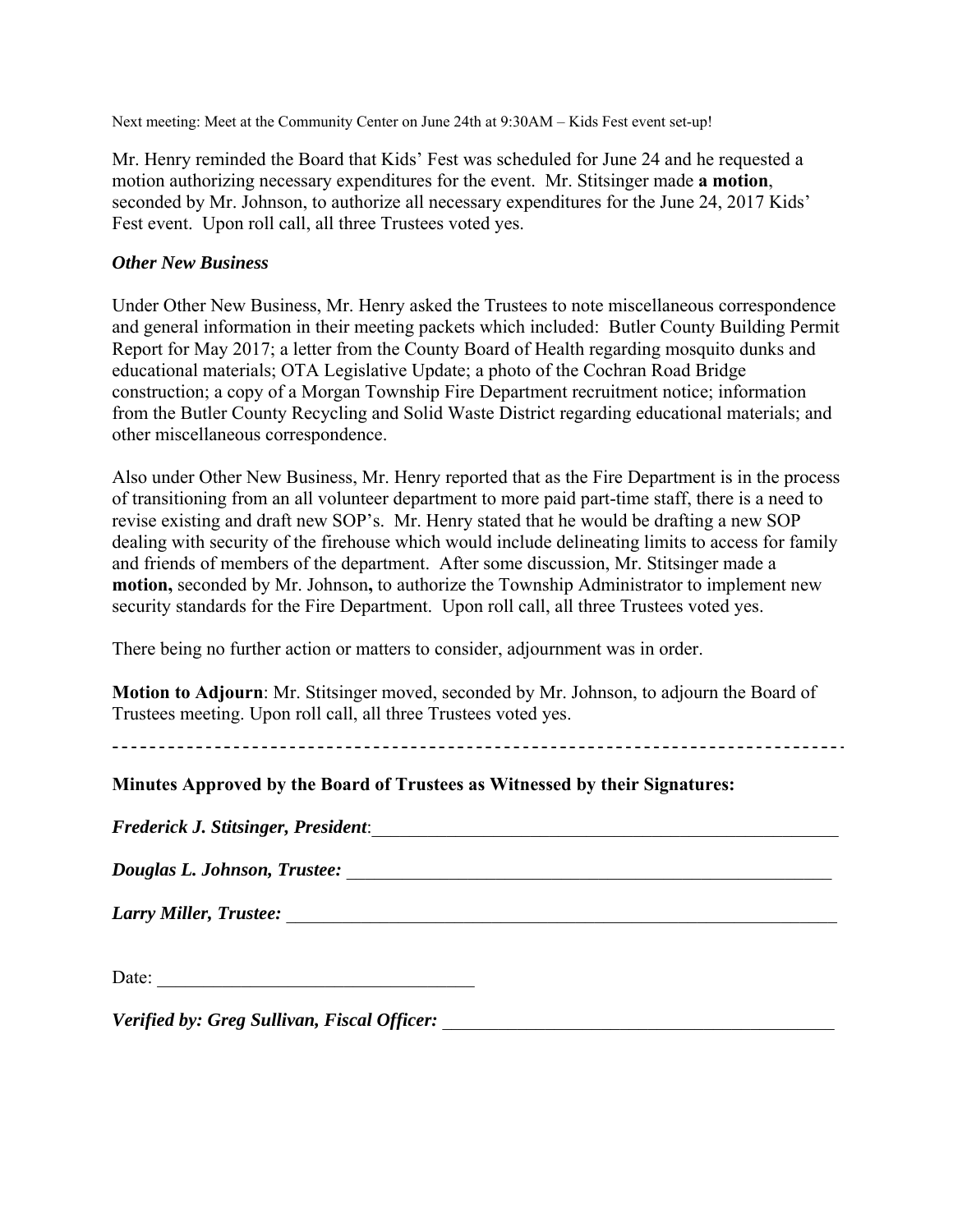Next meeting: Meet at the Community Center on June 24th at 9:30AM – Kids Fest event set-up!

Mr. Henry reminded the Board that Kids' Fest was scheduled for June 24 and he requested a motion authorizing necessary expenditures for the event. Mr. Stitsinger made **a motion**, seconded by Mr. Johnson, to authorize all necessary expenditures for the June 24, 2017 Kids' Fest event. Upon roll call, all three Trustees voted yes.

***Other New Business***

Under Other New Business, Mr. Henry asked the Trustees to note miscellaneous correspondence and general information in their meeting packets which included: Butler County Building Permit Report for May 2017; a letter from the County Board of Health regarding mosquito dunks and educational materials; OTA Legislative Update; a photo of the Cochran Road Bridge construction; a copy of a Morgan Township Fire Department recruitment notice; information from the Butler County Recycling and Solid Waste District regarding educational materials; and other miscellaneous correspondence.

Also under Other New Business, Mr. Henry reported that as the Fire Department is in the process of transitioning from an all volunteer department to more paid part-time staff, there is a need to revise existing and draft new SOP's. Mr. Henry stated that he would be drafting a new SOP dealing with security of the firehouse which would include delineating limits to access for family and friends of members of the department. After some discussion, Mr. Stitsinger made a **motion,** seconded by Mr. Johnson**,** to authorize the Township Administrator to implement new security standards for the Fire Department. Upon roll call, all three Trustees voted yes.

There being no further action or matters to consider, adjournment was in order.

**Motion to Adjourn**: Mr. Stitsinger moved, seconded by Mr. Johnson, to adjourn the Board of Trustees meeting. Upon roll call, all three Trustees voted yes.

---

**Minutes Approved by the Board of Trustees as Witnessed by their Signatures:**

***Frederick J. Stitsinger, President***:\_\_\_\_\_\_\_\_\_\_\_\_\_\_\_\_\_\_\_\_\_\_\_\_\_\_\_\_\_\_\_\_\_\_\_\_\_\_\_\_\_\_

***Douglas L. Johnson, Trustee:*** \_\_\_\_\_\_\_\_\_\_\_\_\_\_\_\_\_\_\_\_\_\_\_\_\_\_\_\_\_\_\_\_\_\_\_\_\_\_\_\_\_\_

***Larry Miller, Trustee:*** \_\_\_\_\_\_\_\_\_\_\_\_\_\_\_\_\_\_\_\_\_\_\_\_\_\_\_\_\_\_\_\_\_\_\_\_\_\_\_\_\_\_\_\_\_\_

Date: \_\_\_\_\_\_\_\_\_\_\_\_\_\_\_\_\_\_\_\_\_\_\_\_\_\_\_\_

***Verified by: Greg Sullivan, Fiscal Officer:*** \_\_\_\_\_\_\_\_\_\_\_\_\_\_\_\_\_\_\_\_\_\_\_\_\_\_\_\_\_\_\_\_\_\_